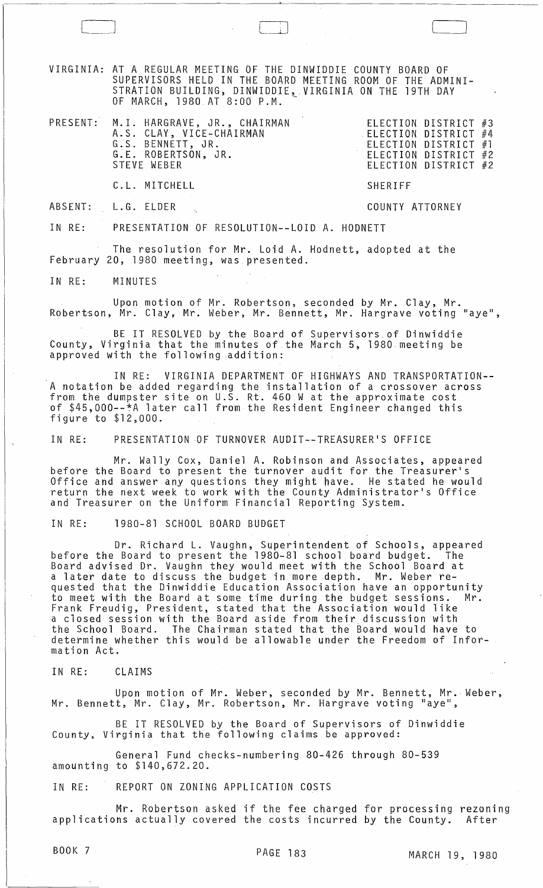VIRGINIA: AT A REGULAR MEETING OF THE DINWIDDIE COUNTY BOARD OF SUPERVISORS HELD IN THE BOARD MEETING ROOM OF THE ADMINISTRATION BUILDING, DINWIDDIE, VIRGINIA ON THE 19TH DAY OF MARCH, 1980 AT 8:00 P.M.

| | | |
|---|---|---|
| PRESENT: | M.I. HARGRAVE, JR., CHAIRMAN | ELECTION DISTRICT #3 |
| | A.S. CLAY, VICE-CHAIRMAN | ELECTION DISTRICT #4 |
| | G.S. BENNETT, JR. | ELECTION DISTRICT #1 |
| | G.E. ROBERTSON, JR. | ELECTION DISTRICT #2 |
| | STEVE WEBER | ELECTION DISTRICT #2 |
| | C.L. MITCHELL | SHERIFF |
| ABSENT: | L.G. ELDER | COUNTY ATTORNEY |

IN RE: PRESENTATION OF RESOLUTION--LOID A. HODNETT

The resolution for Mr. Loid A. Hodnett, adopted at the February 20, 1980 meeting, was presented.

IN RE: MINUTES

Upon motion of Mr. Robertson, seconded by Mr. Clay, Mr. Robertson, Mr. Clay, Mr. Weber, Mr. Bennett, Mr. Hargrave voting "aye",

BE IT RESOLVED by the Board of Supervisors of Dinwiddie County, Virginia that the minutes of the March 5, 1980 meeting be approved with the following addition:

IN RE: VIRGINIA DEPARTMENT OF HIGHWAYS AND TRANSPORTATION--A notation be added regarding the installation of a crossover across from the dumpster site on U.S. Rt. 460 W at the approximate cost of $45,000--*A later call from the Resident Engineer changed this figure to $12,000.

IN RE: PRESENTATION OF TURNOVER AUDIT--TREASURER'S OFFICE

Mr. Wally Cox, Daniel A. Robinson and Associates, appeared before the Board to present the turnover audit for the Treasurer's Office and answer any questions they might have. He stated he would return the next week to work with the County Administrator's Office and Treasurer on the Uniform Financial Reporting System.

IN RE: 1980-81 SCHOOL BOARD BUDGET

Dr. Richard L. Vaughn, Superintendent of Schools, appeared before the Board to present the 1980-81 school board budget. The Board advised Dr. Vaughn they would meet with the School Board at a later date to discuss the budget in more depth. Mr. Weber requested that the Dinwiddie Education Association have an opportunity to meet with the Board at some time during the budget sessions. Mr. Frank Freudig, President, stated that the Association would like a closed session with the Board aside from their discussion with the School Board. The Chairman stated that the Board would have to determine whether this would be allowable under the Freedom of Information Act.

IN RE: CLAIMS

Upon motion of Mr. Weber, seconded by Mr. Bennett, Mr. Weber, Mr. Bennett, Mr. Clay, Mr. Robertson, Mr. Hargrave voting "aye",

BE IT RESOLVED by the Board of Supervisors of Dinwiddie County, Virginia that the following claims be approved:

General Fund checks-numbering 80-426 through 80-539 amounting to $140,672.20.

IN RE: REPORT ON ZONING APPLICATION COSTS

Mr. Robertson asked if the fee charged for processing rezoning applications actually covered the costs incurred by the County. After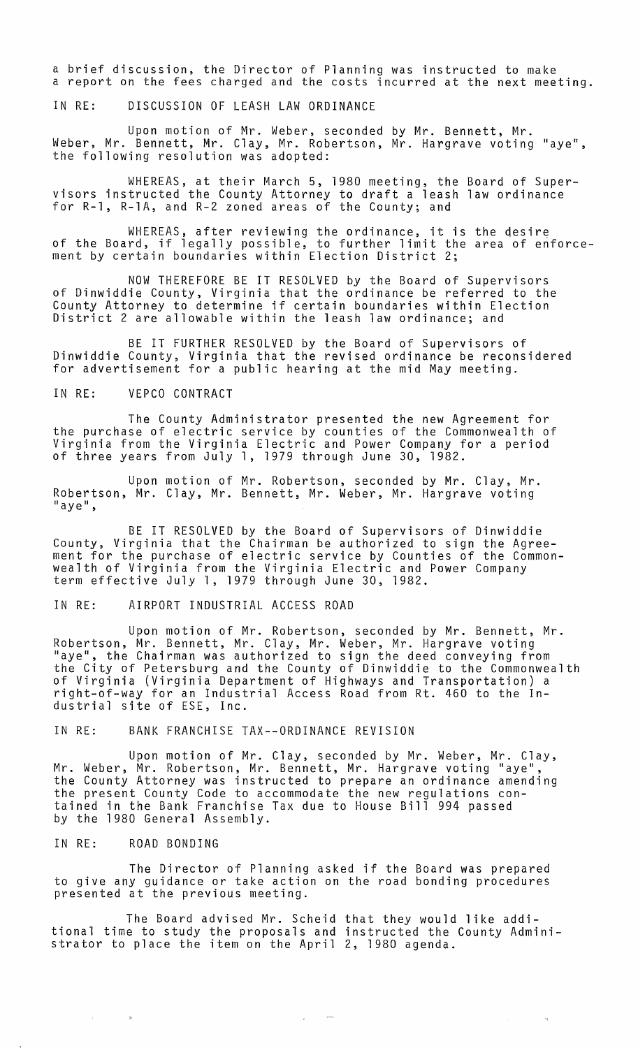a brief discussion, the Director of Planning was instructed to make a report on the fees charged and the costs incurred at the next meeting.

IN RE: DISCUSSION OF LEASH LAW ORDINANCE

Upon motion of Mr. Weber, seconded by Mr. Bennett, Mr. Weber, Mr. Bennett, Mr. Clay, Mr. Robertson, Mr. Hargrave voting "aye", the following resolution was adopted:

WHEREAS, at their March 5, 1980 meeting, the Board of Supervisors instructed the County Attorney to draft a leash law ordinance for R-1, R-1A, and R-2 zoned areas of the County; and

WHEREAS, after reviewing the ordinance, it is the desire of the Board, if legally possible, to further limit the area of enforcement by certain boundaries within Election District 2;

NOW THEREFORE BE IT RESOLVED by the Board of Supervisors of Dinwiddie County, Virginia that the ordinance be referred to the County Attorney to determine if certain boundaries within Election District 2 are allowable within the leash law ordinance; and

BE IT FURTHER RESOLVED by the Board of Supervisors of Dinwiddie County, Virginia that the revised ordinance be reconsidered for advertisement for a public hearing at the mid May meeting.

IN RE: VEPCO CONTRACT

The County Administrator presented the new Agreement for the purchase of electric service by counties of the Commonwealth of Virginia from the Virginia Electric and Power Company for a period of three years from July 1, 1979 through June 30, 1982.

Upon motion of Mr. Robertson, seconded by Mr. Clay, Mr. Robertson, Mr. Clay, Mr. Bennett, Mr. Weber, Mr. Hargrave voting "aye",

BE IT RESOLVED by the Board of Supervisors of Dinwiddie County, Virginia that the Chairman be authorized to sign the Agreement for the purchase of electric service by Counties of the Commonwealth of Virginia from the Virginia Electric and Power Company term effective July 1, 1979 through June 30, 1982.

IN RE: AIRPORT INDUSTRIAL ACCESS ROAD

Upon motion of Mr. Robertson, seconded by Mr. Bennett, Mr. Robertson, Mr. Bennett, Mr. Clay, Mr. Weber, Mr. Hargrave voting "aye", the Chairman was authorized to sign the deed conveying from the City of Petersburg and the County of Dinwiddie to the Commonwealth of Virginia (Virginia Department of Highways and Transportation) a right-of-way for an Industrial Access Road from Rt. 460 to the Industrial site of ESE, Inc.

IN RE: BANK FRANCHISE TAX--ORDINANCE REVISION

Upon motion of Mr. Clay, seconded by Mr. Weber, Mr. Clay, Mr. Weber, Mr. Robertson, Mr. Bennett, Mr. Hargrave voting "aye", the County Attorney was instructed to prepare an ordinance amending the present County Code to accommodate the new regulations contained in the Bank Franchise Tax due to House Bill 994 passed by the 1980 General Assembly.

IN RE: ROAD BONDING

The Director of Planning asked if the Board was prepared to give any guidance or take action on the road bonding procedures presented at the previous meeting.

The Board advised Mr. Scheid that they would like additional time to study the proposals and instructed the County Administrator to place the item on the April 2, 1980 agenda.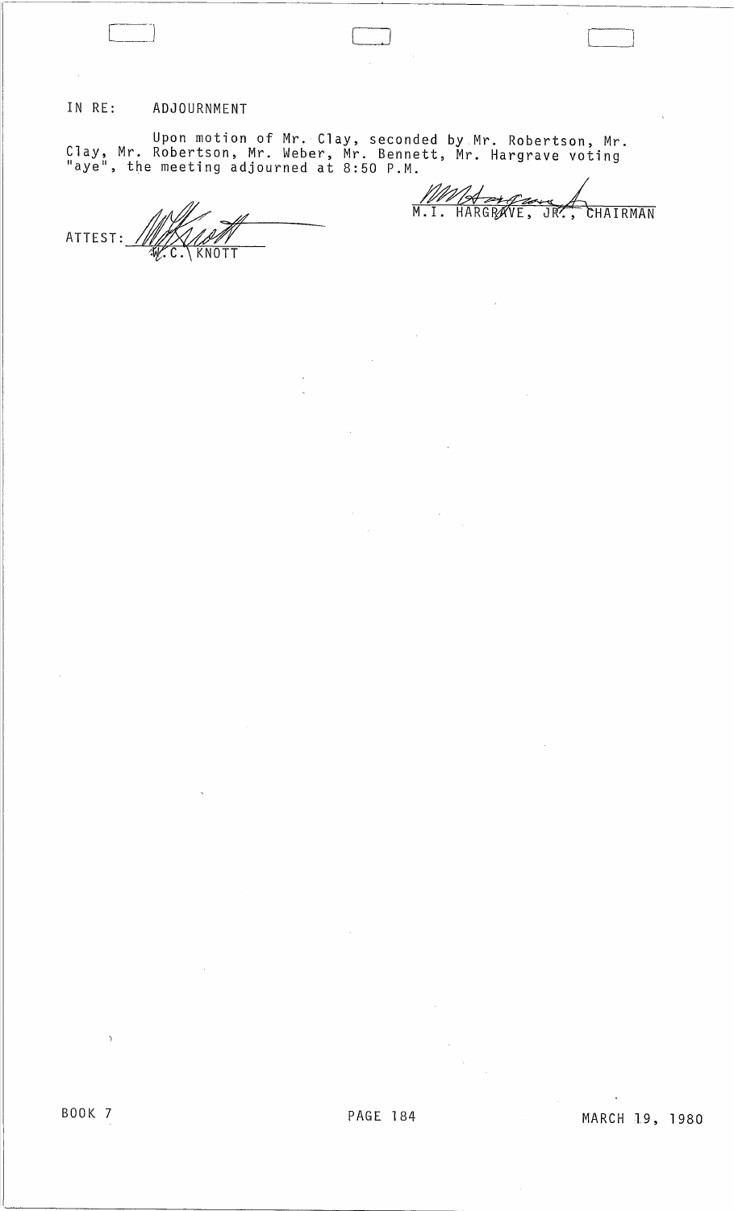IN RE: ADJOURNMENT

Upon motion of Mr. Clay, seconded by Mr. Robertson, Mr. Clay, Mr. Robertson, Mr. Weber, Mr. Bennett, Mr. Hargrave voting "aye", the meeting adjourned at 8:50 P.M.

M.I. HARGRAVE, JR., CHAIRMAN

ATTEST: W.C. KNOTT